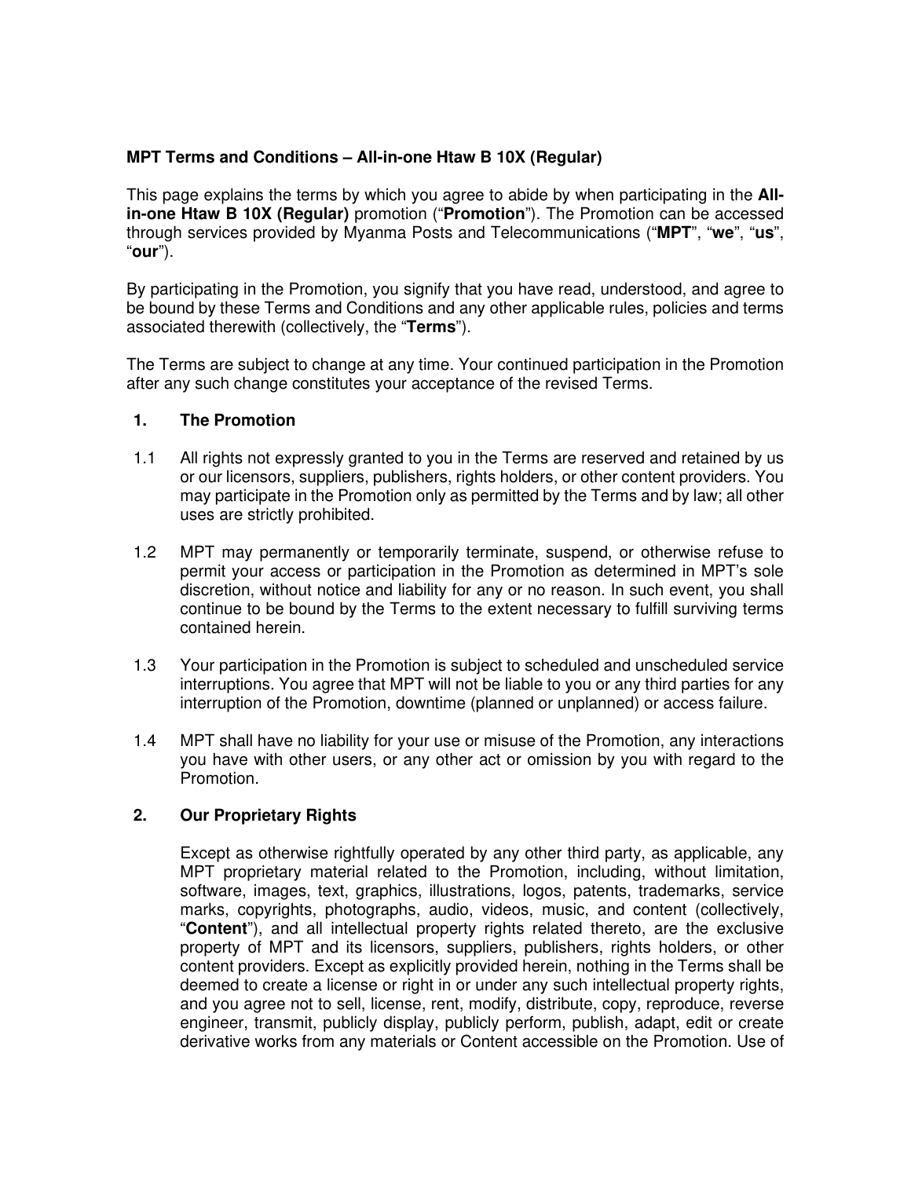**MPT Terms and Conditions – All-in-one Htaw B 10X (Regular)**

This page explains the terms by which you agree to abide by when participating in the **All-in-one Htaw B 10X (Regular)** promotion ("**Promotion**"). The Promotion can be accessed through services provided by Myanma Posts and Telecommunications ("**MPT**", "**we**", "**us**", "**our**").

By participating in the Promotion, you signify that you have read, understood, and agree to be bound by these Terms and Conditions and any other applicable rules, policies and terms associated therewith (collectively, the "**Terms**").

The Terms are subject to change at any time. Your continued participation in the Promotion after any such change constitutes your acceptance of the revised Terms.

**1. The Promotion**

1.1 All rights not expressly granted to you in the Terms are reserved and retained by us or our licensors, suppliers, publishers, rights holders, or other content providers. You may participate in the Promotion only as permitted by the Terms and by law; all other uses are strictly prohibited.

1.2 MPT may permanently or temporarily terminate, suspend, or otherwise refuse to permit your access or participation in the Promotion as determined in MPT's sole discretion, without notice and liability for any or no reason. In such event, you shall continue to be bound by the Terms to the extent necessary to fulfill surviving terms contained herein.

1.3 Your participation in the Promotion is subject to scheduled and unscheduled service interruptions. You agree that MPT will not be liable to you or any third parties for any interruption of the Promotion, downtime (planned or unplanned) or access failure.

1.4 MPT shall have no liability for your use or misuse of the Promotion, any interactions you have with other users, or any other act or omission by you with regard to the Promotion.

**2. Our Proprietary Rights**

Except as otherwise rightfully operated by any other third party, as applicable, any MPT proprietary material related to the Promotion, including, without limitation, software, images, text, graphics, illustrations, logos, patents, trademarks, service marks, copyrights, photographs, audio, videos, music, and content (collectively, "**Content**"), and all intellectual property rights related thereto, are the exclusive property of MPT and its licensors, suppliers, publishers, rights holders, or other content providers. Except as explicitly provided herein, nothing in the Terms shall be deemed to create a license or right in or under any such intellectual property rights, and you agree not to sell, license, rent, modify, distribute, copy, reproduce, reverse engineer, transmit, publicly display, publicly perform, publish, adapt, edit or create derivative works from any materials or Content accessible on the Promotion. Use of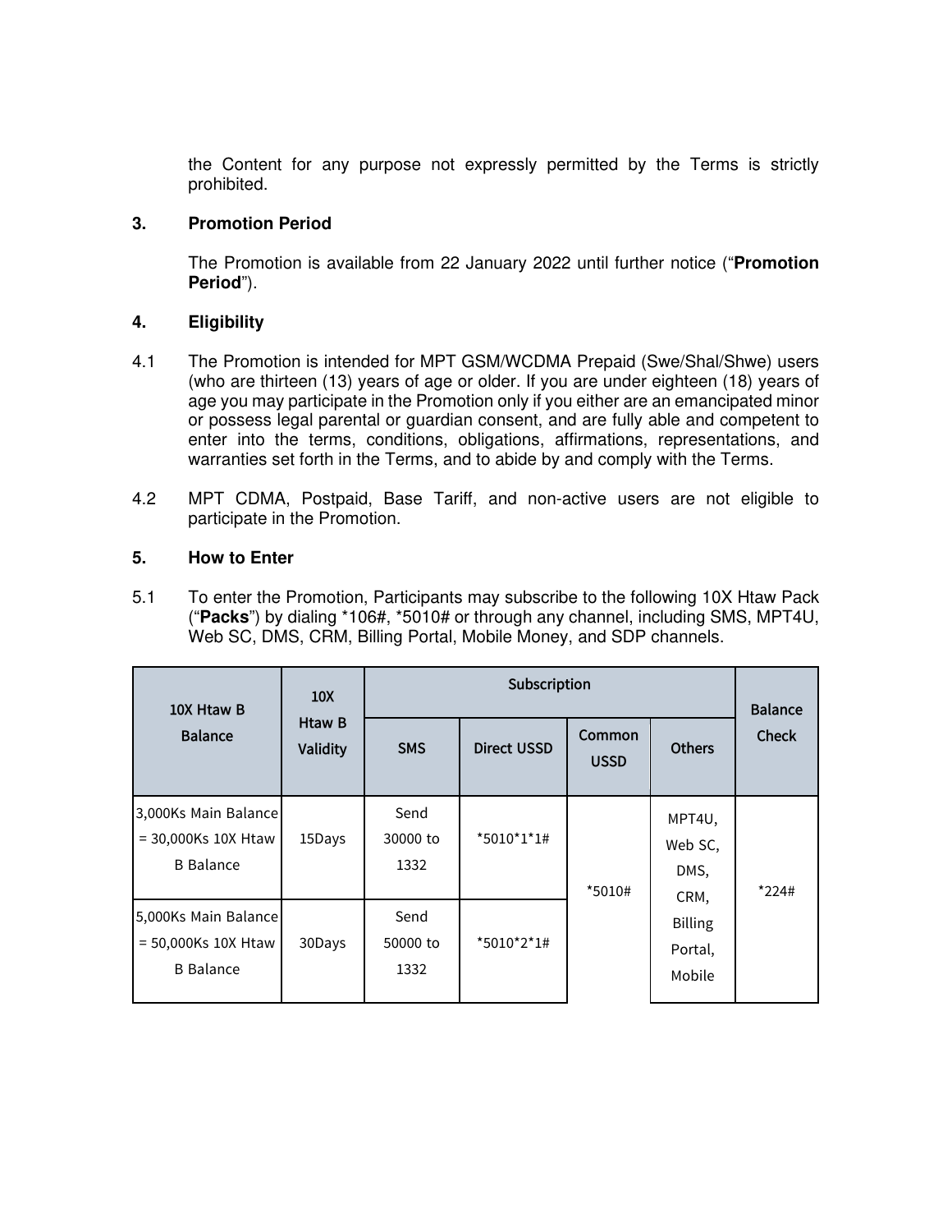the Content for any purpose not expressly permitted by the Terms is strictly prohibited.

## 3. Promotion Period

The Promotion is available from 22 January 2022 until further notice ("**Promotion Period**").

## 4. Eligibility

4.1 The Promotion is intended for MPT GSM/WCDMA Prepaid (Swe/Shal/Shwe) users (who are thirteen (13) years of age or older. If you are under eighteen (18) years of age you may participate in the Promotion only if you either are an emancipated minor or possess legal parental or guardian consent, and are fully able and competent to enter into the terms, conditions, obligations, affirmations, representations, and warranties set forth in the Terms, and to abide by and comply with the Terms.

4.2 MPT CDMA, Postpaid, Base Tariff, and non-active users are not eligible to participate in the Promotion.

## 5. How to Enter

5.1 To enter the Promotion, Participants may subscribe to the following 10X Htaw Pack ("**Packs**") by dialing *106#, *5010# or through any channel, including SMS, MPT4U, Web SC, DMS, CRM, Billing Portal, Mobile Money, and SDP channels.

| 10X Htaw B Balance | 10X Htaw B Validity | Subscription | | | | Balance Check |
|---|---|---|---|---|---|---|
| | | SMS | Direct USSD | Common USSD | Others | |
| 3,000Ks Main Balance = 30,000Ks 10X Htaw B Balance | 15Days | Send 30000 to 1332 | *5010*1*1# | *5010# | MPT4U, Web SC, DMS, CRM, Billing Portal, Mobile | *224# |
| 5,000Ks Main Balance = 50,000Ks 10X Htaw B Balance | 30Days | Send 50000 to 1332 | *5010*2*1# | | | |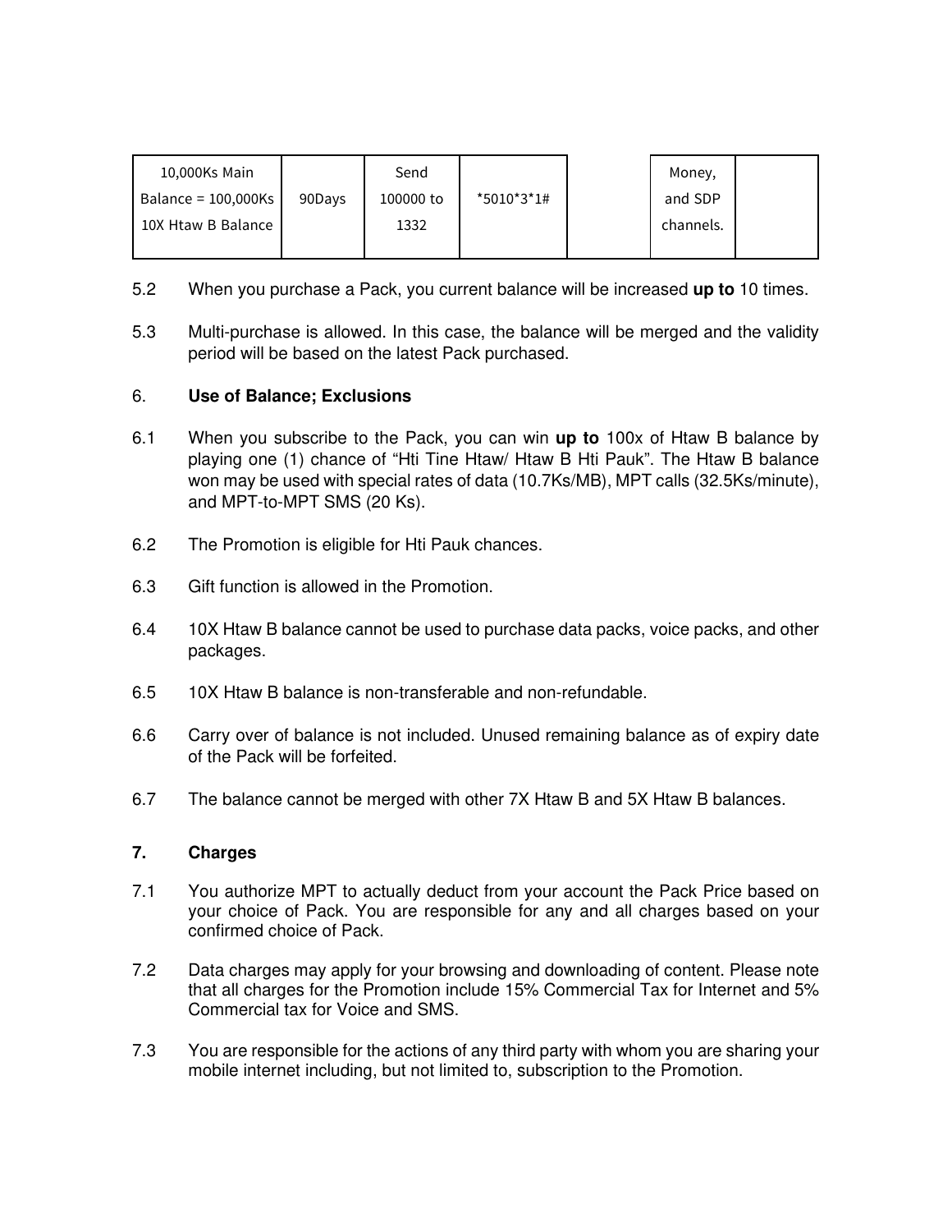| 10,000Ks Main Balance = 100,000Ks 10X Htaw B Balance | 90Days | Send 100000 to 1332 | *5010*3*1# | | Money, and SDP channels. | |
|---|---|---|---|---|---|---|

5.2 When you purchase a Pack, you current balance will be increased **up to** 10 times.

5.3 Multi-purchase is allowed. In this case, the balance will be merged and the validity period will be based on the latest Pack purchased.

## 6. Use of Balance; Exclusions

6.1 When you subscribe to the Pack, you can win **up to** 100x of Htaw B balance by playing one (1) chance of "Hti Tine Htaw/ Htaw B Hti Pauk". The Htaw B balance won may be used with special rates of data (10.7Ks/MB), MPT calls (32.5Ks/minute), and MPT-to-MPT SMS (20 Ks).

6.2 The Promotion is eligible for Hti Pauk chances.

6.3 Gift function is allowed in the Promotion.

6.4 10X Htaw B balance cannot be used to purchase data packs, voice packs, and other packages.

6.5 10X Htaw B balance is non-transferable and non-refundable.

6.6 Carry over of balance is not included. Unused remaining balance as of expiry date of the Pack will be forfeited.

6.7 The balance cannot be merged with other 7X Htaw B and 5X Htaw B balances.

## 7. Charges

7.1 You authorize MPT to actually deduct from your account the Pack Price based on your choice of Pack. You are responsible for any and all charges based on your confirmed choice of Pack.

7.2 Data charges may apply for your browsing and downloading of content. Please note that all charges for the Promotion include 15% Commercial Tax for Internet and 5% Commercial tax for Voice and SMS.

7.3 You are responsible for the actions of any third party with whom you are sharing your mobile internet including, but not limited to, subscription to the Promotion.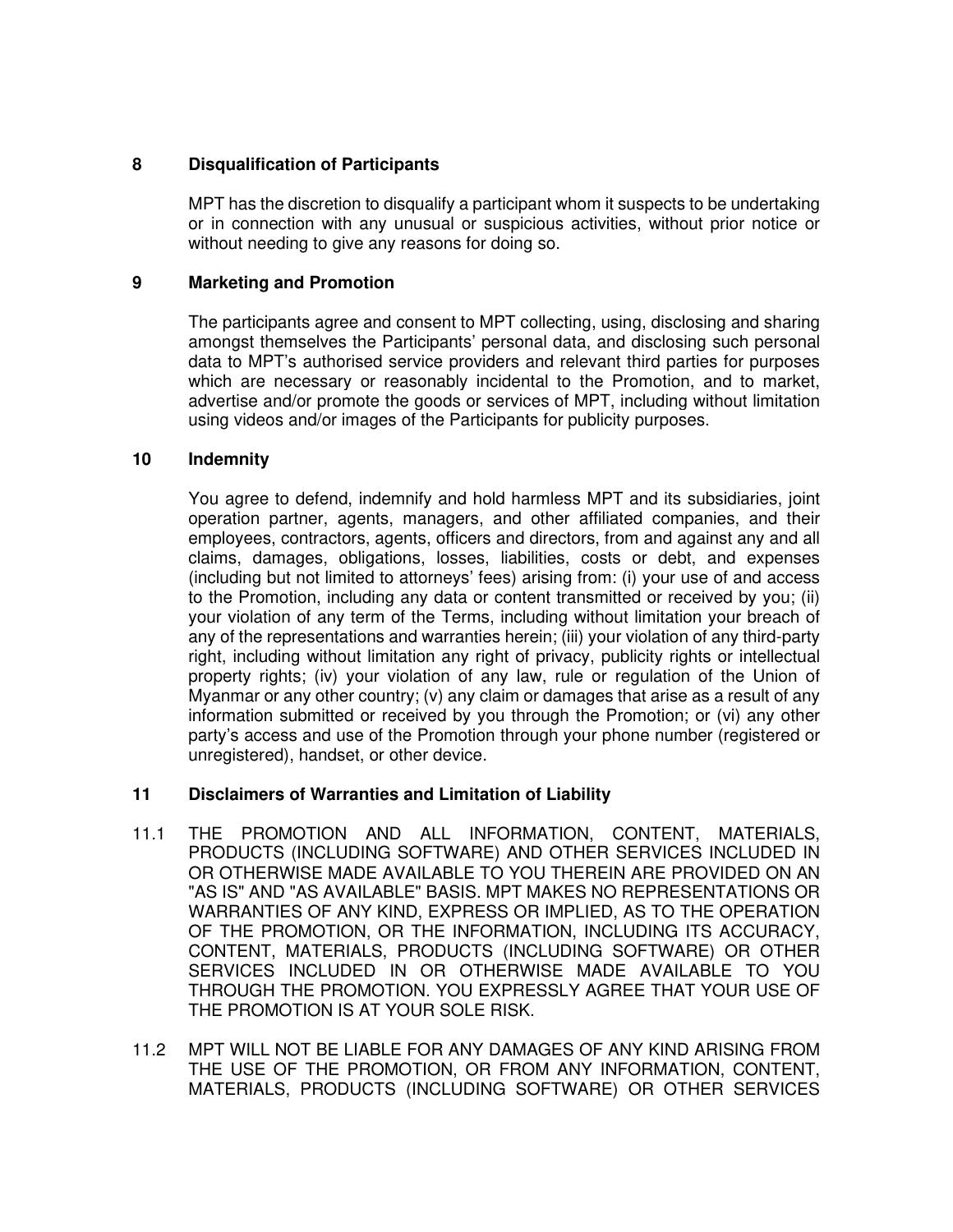## 8 Disqualification of Participants

MPT has the discretion to disqualify a participant whom it suspects to be undertaking or in connection with any unusual or suspicious activities, without prior notice or without needing to give any reasons for doing so.

## 9 Marketing and Promotion

The participants agree and consent to MPT collecting, using, disclosing and sharing amongst themselves the Participants' personal data, and disclosing such personal data to MPT's authorised service providers and relevant third parties for purposes which are necessary or reasonably incidental to the Promotion, and to market, advertise and/or promote the goods or services of MPT, including without limitation using videos and/or images of the Participants for publicity purposes.

## 10 Indemnity

You agree to defend, indemnify and hold harmless MPT and its subsidiaries, joint operation partner, agents, managers, and other affiliated companies, and their employees, contractors, agents, officers and directors, from and against any and all claims, damages, obligations, losses, liabilities, costs or debt, and expenses (including but not limited to attorneys' fees) arising from: (i) your use of and access to the Promotion, including any data or content transmitted or received by you; (ii) your violation of any term of the Terms, including without limitation your breach of any of the representations and warranties herein; (iii) your violation of any third-party right, including without limitation any right of privacy, publicity rights or intellectual property rights; (iv) your violation of any law, rule or regulation of the Union of Myanmar or any other country; (v) any claim or damages that arise as a result of any information submitted or received by you through the Promotion; or (vi) any other party's access and use of the Promotion through your phone number (registered or unregistered), handset, or other device.

## 11 Disclaimers of Warranties and Limitation of Liability

11.1 THE PROMOTION AND ALL INFORMATION, CONTENT, MATERIALS, PRODUCTS (INCLUDING SOFTWARE) AND OTHER SERVICES INCLUDED IN OR OTHERWISE MADE AVAILABLE TO YOU THEREIN ARE PROVIDED ON AN "AS IS" AND "AS AVAILABLE" BASIS. MPT MAKES NO REPRESENTATIONS OR WARRANTIES OF ANY KIND, EXPRESS OR IMPLIED, AS TO THE OPERATION OF THE PROMOTION, OR THE INFORMATION, INCLUDING ITS ACCURACY, CONTENT, MATERIALS, PRODUCTS (INCLUDING SOFTWARE) OR OTHER SERVICES INCLUDED IN OR OTHERWISE MADE AVAILABLE TO YOU THROUGH THE PROMOTION. YOU EXPRESSLY AGREE THAT YOUR USE OF THE PROMOTION IS AT YOUR SOLE RISK.

11.2 MPT WILL NOT BE LIABLE FOR ANY DAMAGES OF ANY KIND ARISING FROM THE USE OF THE PROMOTION, OR FROM ANY INFORMATION, CONTENT, MATERIALS, PRODUCTS (INCLUDING SOFTWARE) OR OTHER SERVICES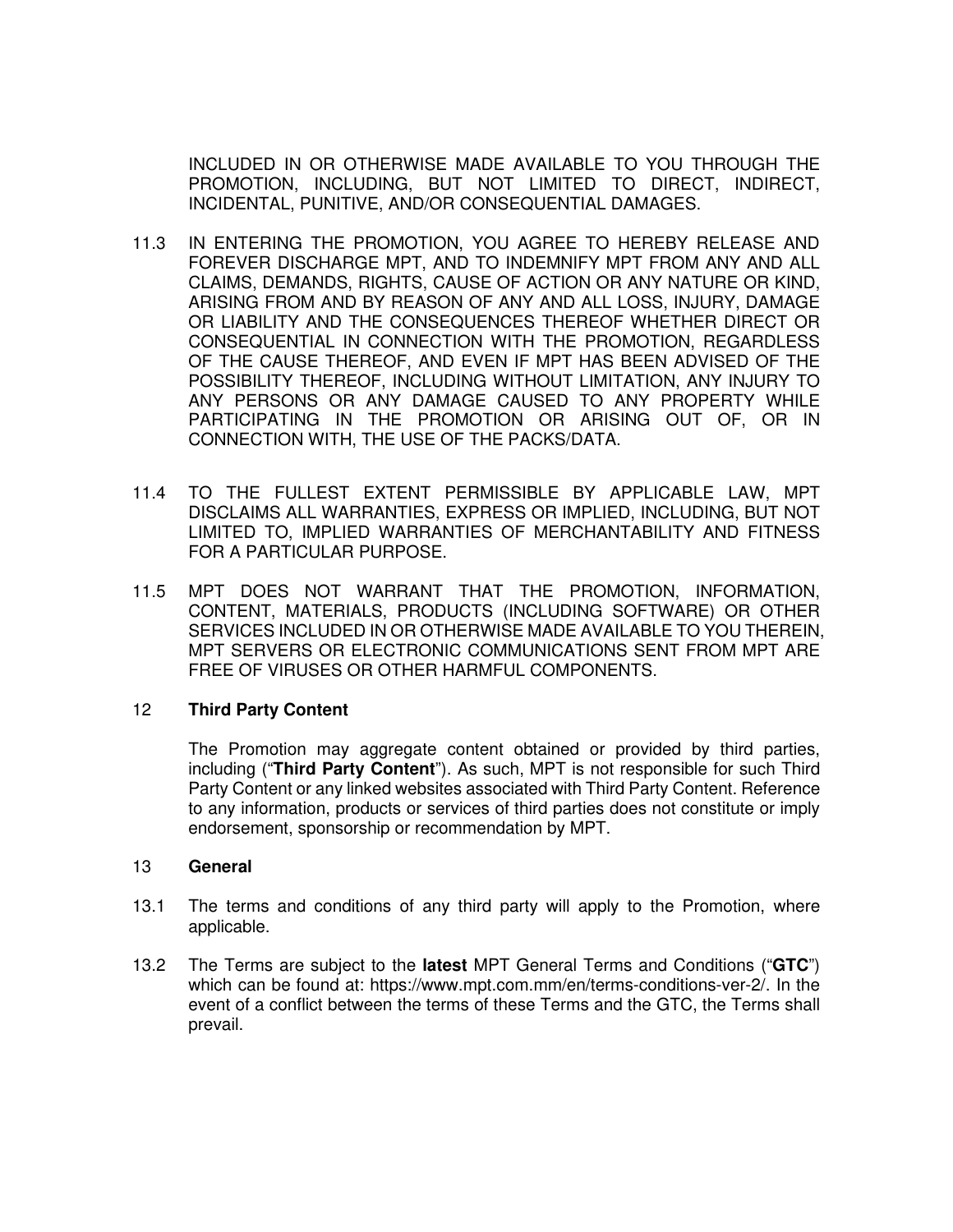INCLUDED IN OR OTHERWISE MADE AVAILABLE TO YOU THROUGH THE PROMOTION, INCLUDING, BUT NOT LIMITED TO DIRECT, INDIRECT, INCIDENTAL, PUNITIVE, AND/OR CONSEQUENTIAL DAMAGES.

11.3 IN ENTERING THE PROMOTION, YOU AGREE TO HEREBY RELEASE AND FOREVER DISCHARGE MPT, AND TO INDEMNIFY MPT FROM ANY AND ALL CLAIMS, DEMANDS, RIGHTS, CAUSE OF ACTION OR ANY NATURE OR KIND, ARISING FROM AND BY REASON OF ANY AND ALL LOSS, INJURY, DAMAGE OR LIABILITY AND THE CONSEQUENCES THEREOF WHETHER DIRECT OR CONSEQUENTIAL IN CONNECTION WITH THE PROMOTION, REGARDLESS OF THE CAUSE THEREOF, AND EVEN IF MPT HAS BEEN ADVISED OF THE POSSIBILITY THEREOF, INCLUDING WITHOUT LIMITATION, ANY INJURY TO ANY PERSONS OR ANY DAMAGE CAUSED TO ANY PROPERTY WHILE PARTICIPATING IN THE PROMOTION OR ARISING OUT OF, OR IN CONNECTION WITH, THE USE OF THE PACKS/DATA.

11.4 TO THE FULLEST EXTENT PERMISSIBLE BY APPLICABLE LAW, MPT DISCLAIMS ALL WARRANTIES, EXPRESS OR IMPLIED, INCLUDING, BUT NOT LIMITED TO, IMPLIED WARRANTIES OF MERCHANTABILITY AND FITNESS FOR A PARTICULAR PURPOSE.

11.5 MPT DOES NOT WARRANT THAT THE PROMOTION, INFORMATION, CONTENT, MATERIALS, PRODUCTS (INCLUDING SOFTWARE) OR OTHER SERVICES INCLUDED IN OR OTHERWISE MADE AVAILABLE TO YOU THEREIN, MPT SERVERS OR ELECTRONIC COMMUNICATIONS SENT FROM MPT ARE FREE OF VIRUSES OR OTHER HARMFUL COMPONENTS.

## 12 Third Party Content

The Promotion may aggregate content obtained or provided by third parties, including (“**Third Party Content**”). As such, MPT is not responsible for such Third Party Content or any linked websites associated with Third Party Content. Reference to any information, products or services of third parties does not constitute or imply endorsement, sponsorship or recommendation by MPT.

## 13 General

13.1 The terms and conditions of any third party will apply to the Promotion, where applicable.

13.2 The Terms are subject to the **latest** MPT General Terms and Conditions (“**GTC**”) which can be found at: https://www.mpt.com.mm/en/terms-conditions-ver-2/. In the event of a conflict between the terms of these Terms and the GTC, the Terms shall prevail.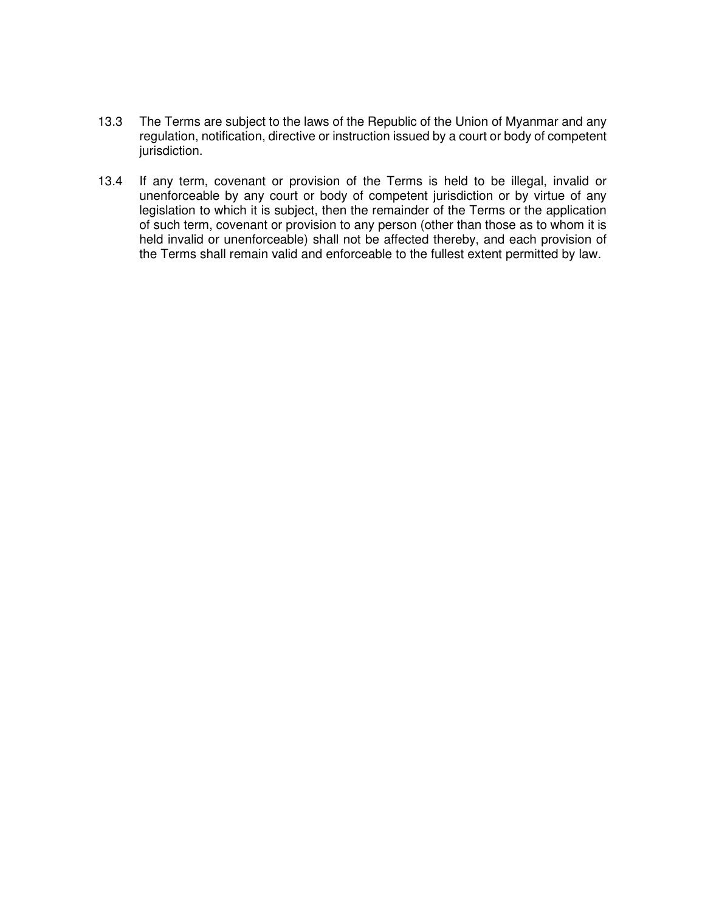13.3 The Terms are subject to the laws of the Republic of the Union of Myanmar and any regulation, notification, directive or instruction issued by a court or body of competent jurisdiction.

13.4 If any term, covenant or provision of the Terms is held to be illegal, invalid or unenforceable by any court or body of competent jurisdiction or by virtue of any legislation to which it is subject, then the remainder of the Terms or the application of such term, covenant or provision to any person (other than those as to whom it is held invalid or unenforceable) shall not be affected thereby, and each provision of the Terms shall remain valid and enforceable to the fullest extent permitted by law.